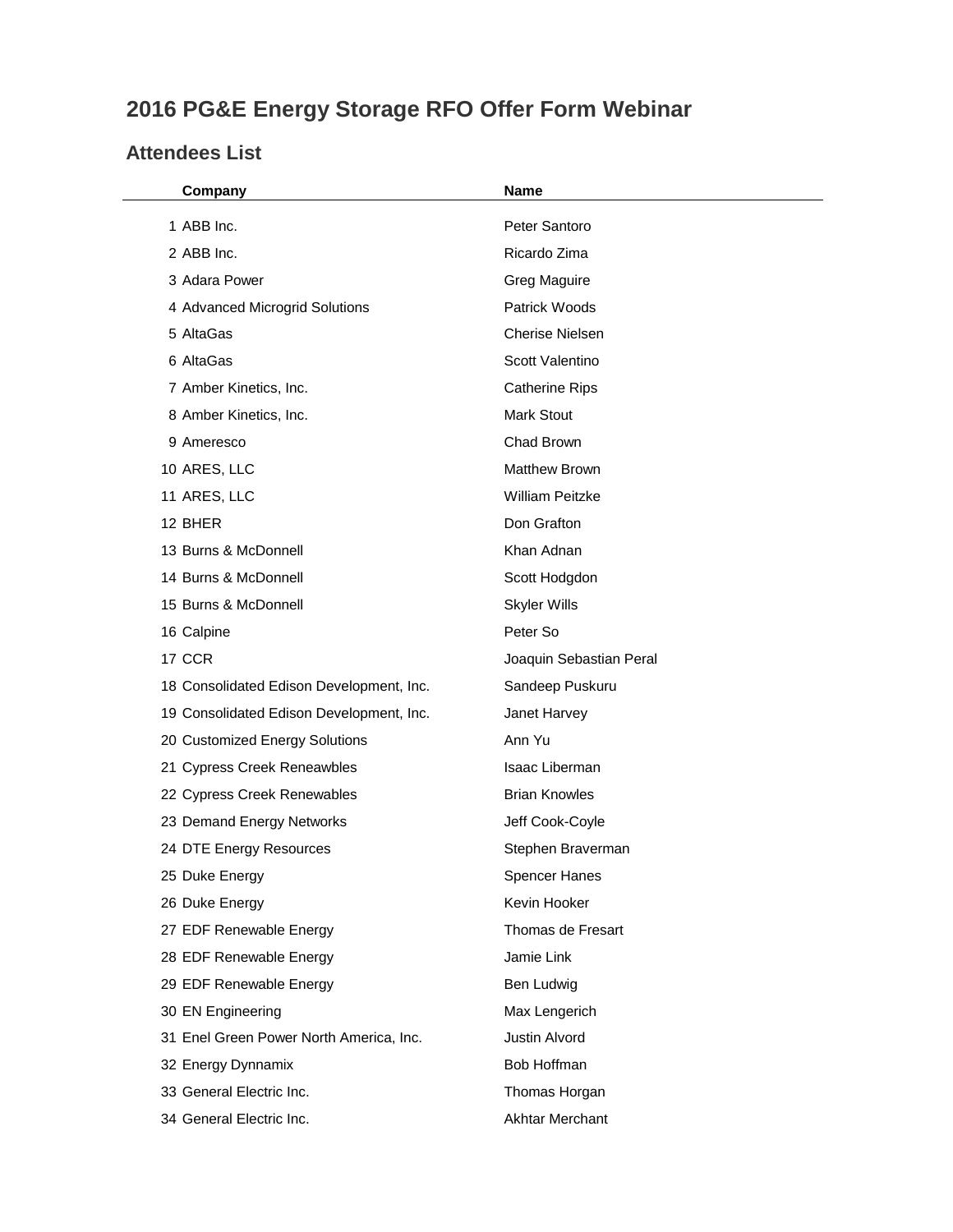# 2016 PG&E Energy Storage RFO Offer Form Webinar

## Attendees List

| | Company | Name |
|---|---|---|
| 1 | ABB Inc. | Peter Santoro |
| 2 | ABB Inc. | Ricardo Zima |
| 3 | Adara Power | Greg Maguire |
| 4 | Advanced Microgrid Solutions | Patrick Woods |
| 5 | AltaGas | Cherise Nielsen |
| 6 | AltaGas | Scott Valentino |
| 7 | Amber Kinetics, Inc. | Catherine Rips |
| 8 | Amber Kinetics, Inc. | Mark Stout |
| 9 | Ameresco | Chad Brown |
| 10 | ARES, LLC | Matthew Brown |
| 11 | ARES, LLC | William Peitzke |
| 12 | BHER | Don Grafton |
| 13 | Burns & McDonnell | Khan Adnan |
| 14 | Burns & McDonnell | Scott Hodgdon |
| 15 | Burns & McDonnell | Skyler Wills |
| 16 | Calpine | Peter So |
| 17 | CCR | Joaquin Sebastian Peral |
| 18 | Consolidated Edison Development, Inc. | Sandeep Puskuru |
| 19 | Consolidated Edison Development, Inc. | Janet Harvey |
| 20 | Customized Energy Solutions | Ann Yu |
| 21 | Cypress Creek Reneawbles | Isaac Liberman |
| 22 | Cypress Creek Renewables | Brian Knowles |
| 23 | Demand Energy Networks | Jeff Cook-Coyle |
| 24 | DTE Energy Resources | Stephen Braverman |
| 25 | Duke Energy | Spencer Hanes |
| 26 | Duke Energy | Kevin Hooker |
| 27 | EDF Renewable Energy | Thomas de Fresart |
| 28 | EDF Renewable Energy | Jamie Link |
| 29 | EDF Renewable Energy | Ben Ludwig |
| 30 | EN Engineering | Max Lengerich |
| 31 | Enel Green Power North America, Inc. | Justin Alvord |
| 32 | Energy Dynnamix | Bob Hoffman |
| 33 | General Electric Inc. | Thomas Horgan |
| 34 | General Electric Inc. | Akhtar Merchant |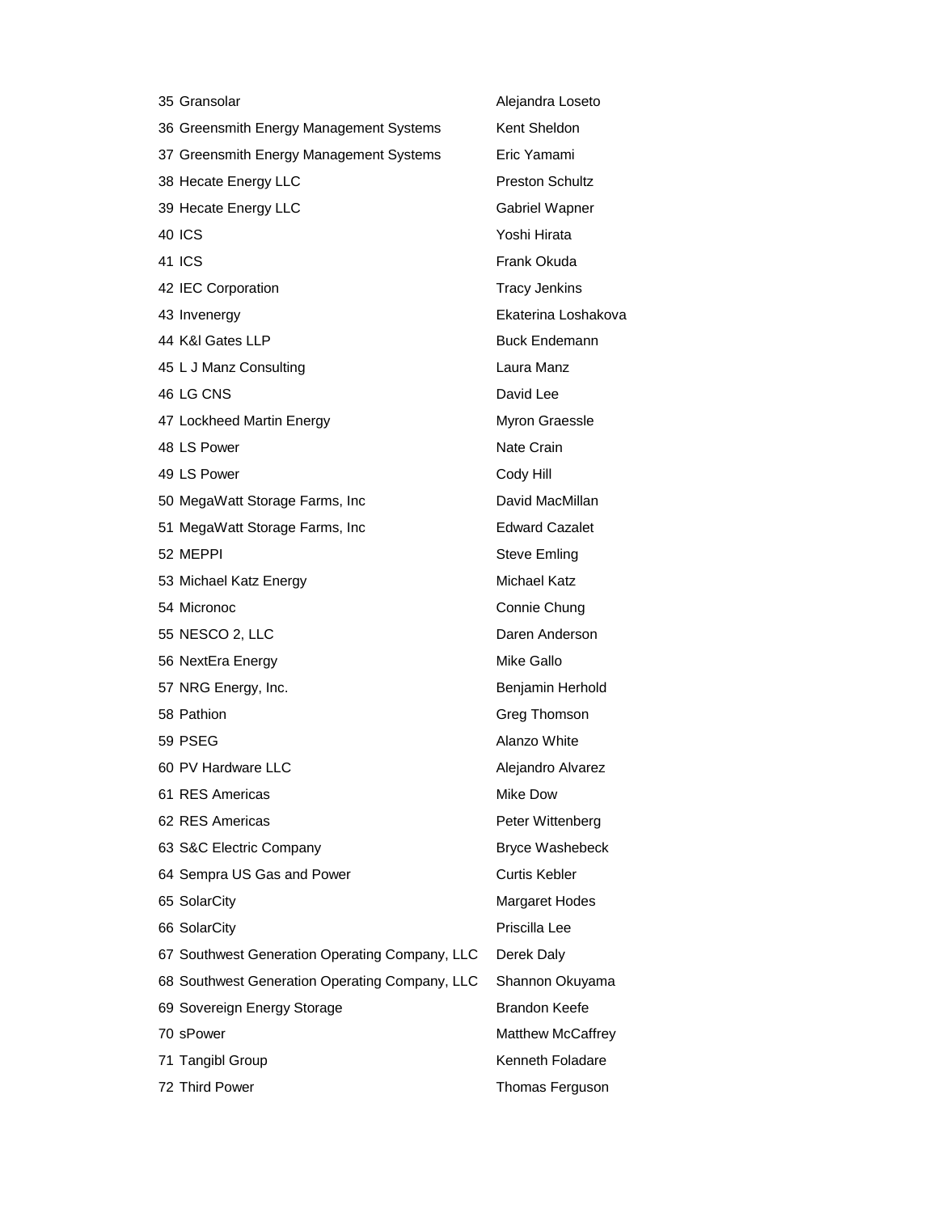| | | |
|---|---|---|
| 35 | Gransolar | Alejandra Loseto |
| 36 | Greensmith Energy Management Systems | Kent Sheldon |
| 37 | Greensmith Energy Management Systems | Eric Yamami |
| 38 | Hecate Energy LLC | Preston Schultz |
| 39 | Hecate Energy LLC | Gabriel Wapner |
| 40 | ICS | Yoshi Hirata |
| 41 | ICS | Frank Okuda |
| 42 | IEC Corporation | Tracy Jenkins |
| 43 | Invenergy | Ekaterina Loshakova |
| 44 | K&l Gates LLP | Buck Endemann |
| 45 | L J Manz Consulting | Laura Manz |
| 46 | LG CNS | David Lee |
| 47 | Lockheed Martin Energy | Myron Graessle |
| 48 | LS Power | Nate Crain |
| 49 | LS Power | Cody Hill |
| 50 | MegaWatt Storage Farms, Inc | David MacMillan |
| 51 | MegaWatt Storage Farms, Inc | Edward Cazalet |
| 52 | MEPPI | Steve Emling |
| 53 | Michael Katz Energy | Michael Katz |
| 54 | Micronoc | Connie Chung |
| 55 | NESCO 2, LLC | Daren Anderson |
| 56 | NextEra Energy | Mike Gallo |
| 57 | NRG Energy, Inc. | Benjamin Herhold |
| 58 | Pathion | Greg Thomson |
| 59 | PSEG | Alanzo White |
| 60 | PV Hardware LLC | Alejandro Alvarez |
| 61 | RES Americas | Mike Dow |
| 62 | RES Americas | Peter Wittenberg |
| 63 | S&C Electric Company | Bryce Washebeck |
| 64 | Sempra US Gas and Power | Curtis Kebler |
| 65 | SolarCity | Margaret Hodes |
| 66 | SolarCity | Priscilla Lee |
| 67 | Southwest Generation Operating Company, LLC | Derek Daly |
| 68 | Southwest Generation Operating Company, LLC | Shannon Okuyama |
| 69 | Sovereign Energy Storage | Brandon Keefe |
| 70 | sPower | Matthew McCaffrey |
| 71 | Tangibl Group | Kenneth Foladare |
| 72 | Third Power | Thomas Ferguson |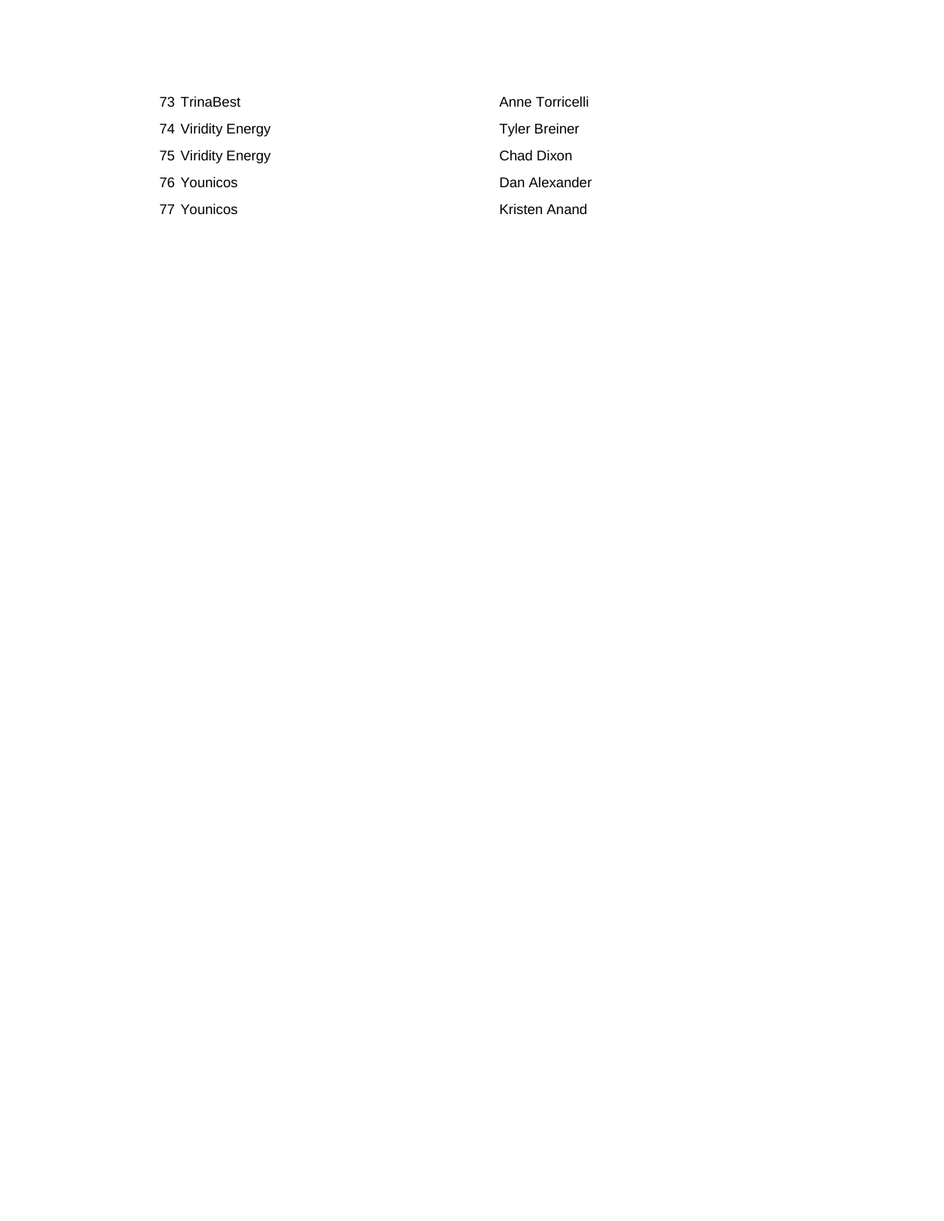| | | |
|---|---|---|
| 73 | TrinaBest | Anne Torricelli |
| 74 | Viridity Energy | Tyler Breiner |
| 75 | Viridity Energy | Chad Dixon |
| 76 | Younicos | Dan Alexander |
| 77 | Younicos | Kristen Anand |